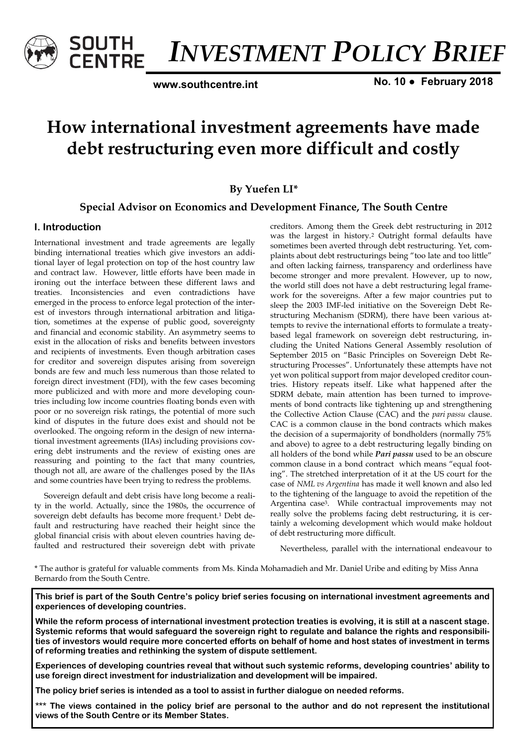# INVESTMENT POLICY BRIEF

**www.southcentre.int** **No. 10 ● February 2018**

# How international investment agreements have made debt restructuring even more difficult and costly

### By Yuefen LI*

### Special Advisor on Economics and Development Finance, The South Centre

## I. Introduction

International investment and trade agreements are legally binding international treaties which give investors an additional layer of legal protection on top of the host country law and contract law. However, little efforts have been made in ironing out the interface between these different laws and treaties. Inconsistencies and even contradictions have emerged in the process to enforce legal protection of the interest of investors through international arbitration and litigation, sometimes at the expense of public good, sovereignty and financial and economic stability. An asymmetry seems to exist in the allocation of risks and benefits between investors and recipients of investments. Even though arbitration cases for creditor and sovereign disputes arising from sovereign bonds are few and much less numerous than those related to foreign direct investment (FDI), with the few cases becoming more publicized and with more and more developing countries including low income countries floating bonds even with poor or no sovereign risk ratings, the potential of more such kind of disputes in the future does exist and should not be overlooked. The ongoing reform in the design of new international investment agreements (IIAs) including provisions covering debt instruments and the review of existing ones are reassuring and pointing to the fact that many countries, though not all, are aware of the challenges posed by the IIAs and some countries have been trying to redress the problems.

Sovereign default and debt crisis have long become a reality in the world. Actually, since the 1980s, the occurrence of sovereign debt defaults has become more frequent.[1] Debt default and restructuring have reached their height since the global financial crisis with about eleven countries having defaulted and restructured their sovereign debt with private creditors. Among them the Greek debt restructuring in 2012 was the largest in history.[2] Outright formal defaults have sometimes been averted through debt restructuring. Yet, complaints about debt restructurings being "too late and too little" and often lacking fairness, transparency and orderliness have become stronger and more prevalent. However, up to now, the world still does not have a debt restructuring legal framework for the sovereigns. After a few major countries put to sleep the 2003 IMF-led initiative on the Sovereign Debt Restructuring Mechanism (SDRM), there have been various attempts to revive the international efforts to formulate a treaty-based legal framework on sovereign debt restructuring, including the United Nations General Assembly resolution of September 2015 on "Basic Principles on Sovereign Debt Restructuring Processes". Unfortunately these attempts have not yet won political support from major developed creditor countries. History repeats itself. Like what happened after the SDRM debate, main attention has been turned to improvements of bond contracts like tightening up and strengthening the Collective Action Clause (CAC) and the *pari passu* clause. CAC is a common clause in the bond contracts which makes the decision of a supermajority of bondholders (normally 75% and above) to agree to a debt restructuring legally binding on all holders of the bond while ***Pari passu*** used to be an obscure common clause in a bond contract which means "equal footing". The stretched interpretation of it at the US court for the case of *NML vs Argentina* has made it well known and also led to the tightening of the language to avoid the repetition of the Argentina case[3]. While contractual improvements may not really solve the problems facing debt restructuring, it is certainly a welcoming development which would make holdout of debt restructuring more difficult.

Nevertheless, parallel with the international endeavour to

\* The author is grateful for valuable comments from Ms. Kinda Mohamadieh and Mr. Daniel Uribe and editing by Miss Anna Bernardo from the South Centre.

**This brief is part of the South Centre's policy brief series focusing on international investment agreements and experiences of developing countries.**

**While the reform process of international investment protection treaties is evolving, it is still at a nascent stage. Systemic reforms that would safeguard the sovereign right to regulate and balance the rights and responsibilities of investors would require more concerted efforts on behalf of home and host states of investment in terms of reforming treaties and rethinking the system of dispute settlement.**

**Experiences of developing countries reveal that without such systemic reforms, developing countries' ability to use foreign direct investment for industrialization and development will be impaired.**

**The policy brief series is intended as a tool to assist in further dialogue on needed reforms.**

**\*\*\* The views contained in the policy brief are personal to the author and do not represent the institutional views of the South Centre or its Member States.**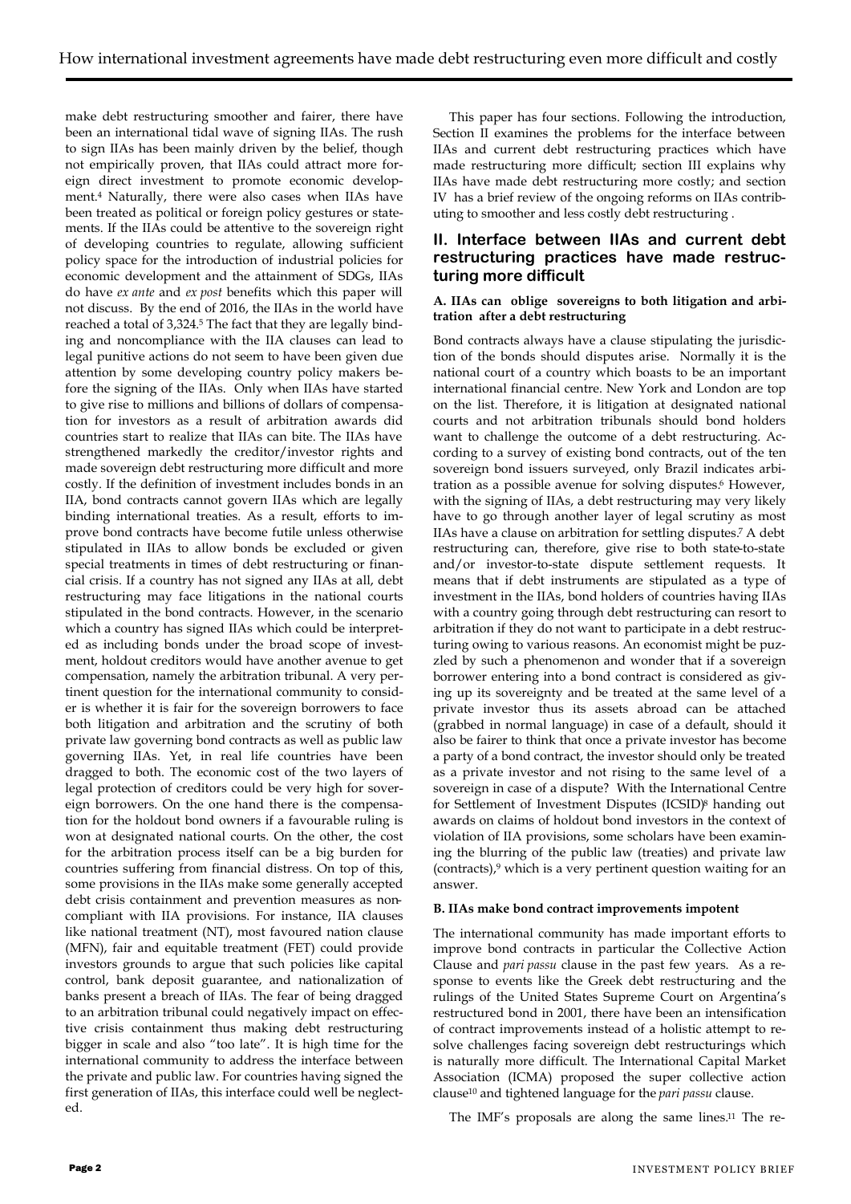make debt restructuring smoother and fairer, there have been an international tidal wave of signing IIAs. The rush to sign IIAs has been mainly driven by the belief, though not empirically proven, that IIAs could attract more foreign direct investment to promote economic development.[4] Naturally, there were also cases when IIAs have been treated as political or foreign policy gestures or statements. If the IIAs could be attentive to the sovereign right of developing countries to regulate, allowing sufficient policy space for the introduction of industrial policies for economic development and the attainment of SDGs, IIAs do have *ex ante* and *ex post* benefits which this paper will not discuss. By the end of 2016, the IIAs in the world have reached a total of 3,324.[5] The fact that they are legally binding and noncompliance with the IIA clauses can lead to legal punitive actions do not seem to have been given due attention by some developing country policy makers before the signing of the IIAs. Only when IIAs have started to give rise to millions and billions of dollars of compensation for investors as a result of arbitration awards did countries start to realize that IIAs can bite. The IIAs have strengthened markedly the creditor/investor rights and made sovereign debt restructuring more difficult and more costly. If the definition of investment includes bonds in an IIA, bond contracts cannot govern IIAs which are legally binding international treaties. As a result, efforts to improve bond contracts have become futile unless otherwise stipulated in IIAs to allow bonds be excluded or given special treatments in times of debt restructuring or financial crisis. If a country has not signed any IIAs at all, debt restructuring may face litigations in the national courts stipulated in the bond contracts. However, in the scenario which a country has signed IIAs which could be interpreted as including bonds under the broad scope of investment, holdout creditors would have another avenue to get compensation, namely the arbitration tribunal. A very pertinent question for the international community to consider is whether it is fair for the sovereign borrowers to face both litigation and arbitration and the scrutiny of both private law governing bond contracts as well as public law governing IIAs. Yet, in real life countries have been dragged to both. The economic cost of the two layers of legal protection of creditors could be very high for sovereign borrowers. On the one hand there is the compensation for the holdout bond owners if a favourable ruling is won at designated national courts. On the other, the cost for the arbitration process itself can be a big burden for countries suffering from financial distress. On top of this, some provisions in the IIAs make some generally accepted debt crisis containment and prevention measures as non-compliant with IIA provisions. For instance, IIA clauses like national treatment (NT), most favoured nation clause (MFN), fair and equitable treatment (FET) could provide investors grounds to argue that such policies like capital control, bank deposit guarantee, and nationalization of banks present a breach of IIAs. The fear of being dragged to an arbitration tribunal could negatively impact on effective crisis containment thus making debt restructuring bigger in scale and also "too late". It is high time for the international community to address the interface between the private and public law. For countries having signed the first generation of IIAs, this interface could well be neglected.

This paper has four sections. Following the introduction, Section II examines the problems for the interface between IIAs and current debt restructuring practices which have made restructuring more difficult; section III explains why IIAs have made debt restructuring more costly; and section IV has a brief review of the ongoing reforms on IIAs contributing to smoother and less costly debt restructuring .

## II. Interface between IIAs and current debt restructuring practices have made restructuring more difficult

### A. IIAs can oblige sovereigns to both litigation and arbitration after a debt restructuring

Bond contracts always have a clause stipulating the jurisdiction of the bonds should disputes arise. Normally it is the national court of a country which boasts to be an important international financial centre. New York and London are top on the list. Therefore, it is litigation at designated national courts and not arbitration tribunals should bond holders want to challenge the outcome of a debt restructuring. According to a survey of existing bond contracts, out of the ten sovereign bond issuers surveyed, only Brazil indicates arbitration as a possible avenue for solving disputes.[6] However, with the signing of IIAs, a debt restructuring may very likely have to go through another layer of legal scrutiny as most IIAs have a clause on arbitration for settling disputes.[7] A debt restructuring can, therefore, give rise to both state-to-state and/or investor-to-state dispute settlement requests. It means that if debt instruments are stipulated as a type of investment in the IIAs, bond holders of countries having IIAs with a country going through debt restructuring can resort to arbitration if they do not want to participate in a debt restructuring owing to various reasons. An economist might be puzzled by such a phenomenon and wonder that if a sovereign borrower entering into a bond contract is considered as giving up its sovereignty and be treated at the same level of a private investor thus its assets abroad can be attached (grabbed in normal language) in case of a default, should it also be fairer to think that once a private investor has become a party of a bond contract, the investor should only be treated as a private investor and not rising to the same level of a sovereign in case of a dispute? With the International Centre for Settlement of Investment Disputes (ICSID)[8] handing out awards on claims of holdout bond investors in the context of violation of IIA provisions, some scholars have been examining the blurring of the public law (treaties) and private law (contracts),[9] which is a very pertinent question waiting for an answer.

### B. IIAs make bond contract improvements impotent

The international community has made important efforts to improve bond contracts in particular the Collective Action Clause and *pari passu* clause in the past few years. As a response to events like the Greek debt restructuring and the rulings of the United States Supreme Court on Argentina's restructured bond in 2001, there have been an intensification of contract improvements instead of a holistic attempt to resolve challenges facing sovereign debt restructurings which is naturally more difficult. The International Capital Market Association (ICMA) proposed the super collective action clause[10] and tightened language for the *pari passu* clause.

The IMF's proposals are along the same lines.[11] The re-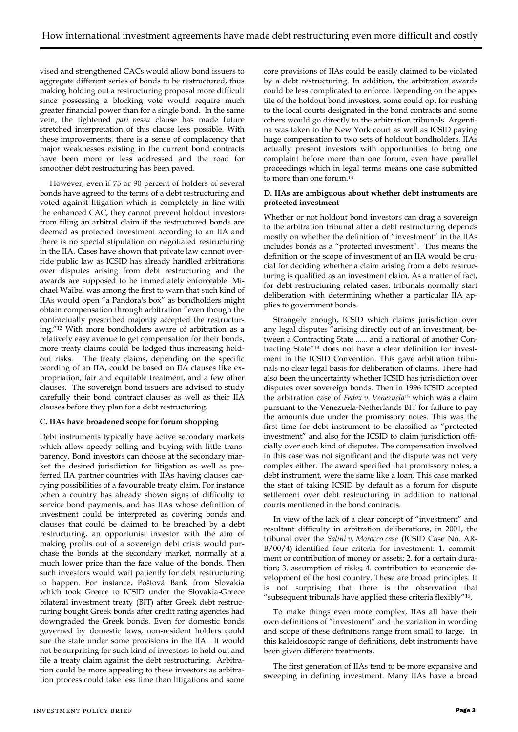vised and strengthened CACs would allow bond issuers to aggregate different series of bonds to be restructured, thus making holding out a restructuring proposal more difficult since possessing a blocking vote would require much greater financial power than for a single bond. In the same vein, the tightened *pari passu* clause has made future stretched interpretation of this clause less possible. With these improvements, there is a sense of complacency that major weaknesses existing in the current bond contracts have been more or less addressed and the road for smoother debt restructuring has been paved.

However, even if 75 or 90 percent of holders of several bonds have agreed to the terms of a debt restructuring and voted against litigation which is completely in line with the enhanced CAC, they cannot prevent holdout investors from filing an arbitral claim if the restructured bonds are deemed as protected investment according to an IIA and there is no special stipulation on negotiated restructuring in the IIA. Cases have shown that private law cannot override public law as ICSID has already handled arbitrations over disputes arising from debt restructuring and the awards are supposed to be immediately enforceable. Michael Waibel was among the first to warn that such kind of IIAs would open "a Pandora's box" as bondholders might obtain compensation through arbitration "even though the contractually prescribed majority accepted the restructuring."[12] With more bondholders aware of arbitration as a relatively easy avenue to get compensation for their bonds, more treaty claims could be lodged thus increasing holdout risks. The treaty claims, depending on the specific wording of an IIA, could be based on IIA clauses like expropriation, fair and equitable treatment, and a few other clauses. The sovereign bond issuers are advised to study carefully their bond contract clauses as well as their IIA clauses before they plan for a debt restructuring.

**C. IIAs have broadened scope for forum shopping**

Debt instruments typically have active secondary markets which allow speedy selling and buying with little transparency. Bond investors can choose at the secondary market the desired jurisdiction for litigation as well as preferred IIA partner countries with IIAs having clauses carrying possibilities of a favourable treaty claim. For instance when a country has already shown signs of difficulty to service bond payments, and has IIAs whose definition of investment could be interpreted as covering bonds and clauses that could be claimed to be breached by a debt restructuring, an opportunist investor with the aim of making profits out of a sovereign debt crisis would purchase the bonds at the secondary market, normally at a much lower price than the face value of the bonds. Then such investors would wait patiently for debt restructuring to happen. For instance, Poštová Bank from Slovakia which took Greece to ICSID under the Slovakia-Greece bilateral investment treaty (BIT) after Greek debt restructuring bought Greek bonds after credit rating agencies had downgraded the Greek bonds. Even for domestic bonds governed by domestic laws, non-resident holders could sue the state under some provisions in the IIA. It would not be surprising for such kind of investors to hold out and file a treaty claim against the debt restructuring. Arbitration could be more appealing to these investors as arbitration process could take less time than litigations and some core provisions of IIAs could be easily claimed to be violated by a debt restructuring. In addition, the arbitration awards could be less complicated to enforce. Depending on the appetite of the holdout bond investors, some could opt for rushing to the local courts designated in the bond contracts and some others would go directly to the arbitration tribunals. Argentina was taken to the New York court as well as ICSID paying huge compensation to two sets of holdout bondholders. IIAs actually present investors with opportunities to bring one complaint before more than one forum, even have parallel proceedings which in legal terms means one case submitted to more than one forum.[13]

**D. IIAs are ambiguous about whether debt instruments are protected investment**

Whether or not holdout bond investors can drag a sovereign to the arbitration tribunal after a debt restructuring depends mostly on whether the definition of "investment" in the IIAs includes bonds as a "protected investment". This means the definition or the scope of investment of an IIA would be crucial for deciding whether a claim arising from a debt restructuring is qualified as an investment claim. As a matter of fact, for debt restructuring related cases, tribunals normally start deliberation with determining whether a particular IIA applies to government bonds.

Strangely enough, ICSID which claims jurisdiction over any legal disputes "arising directly out of an investment, between a Contracting State ...... and a national of another Contracting State"[14] does not have a clear definition for investment in the ICSID Convention. This gave arbitration tribunals no clear legal basis for deliberation of claims. There had also been the uncertainty whether ICSID has jurisdiction over disputes over sovereign bonds. Then in 1996 ICSID accepted the arbitration case of *Fedax v. Venezuela*[15] which was a claim pursuant to the Venezuela-Netherlands BIT for failure to pay the amounts due under the promissory notes. This was the first time for debt instrument to be classified as "protected investment" and also for the ICSID to claim jurisdiction officially over such kind of disputes. The compensation involved in this case was not significant and the dispute was not very complex either. The award specified that promissory notes, a debt instrument, were the same like a loan. This case marked the start of taking ICSID by default as a forum for dispute settlement over debt restructuring in addition to national courts mentioned in the bond contracts.

In view of the lack of a clear concept of "investment" and resultant difficulty in arbitration deliberations, in 2001, the tribunal over the *Salini v. Morocco case* (ICSID Case No. ARB/00/4) identified four criteria for investment: 1. commitment or contribution of money or assets; 2. for a certain duration; 3. assumption of risks; 4. contribution to economic development of the host country. These are broad principles. It is not surprising that there is the observation that "subsequent tribunals have applied these criteria flexibly"[16].

To make things even more complex, IIAs all have their own definitions of "investment" and the variation in wording and scope of these definitions range from small to large. In this kaleidoscopic range of definitions, debt instruments have been given different treatments**.**

The first generation of IIAs tend to be more expansive and sweeping in defining investment. Many IIAs have a broad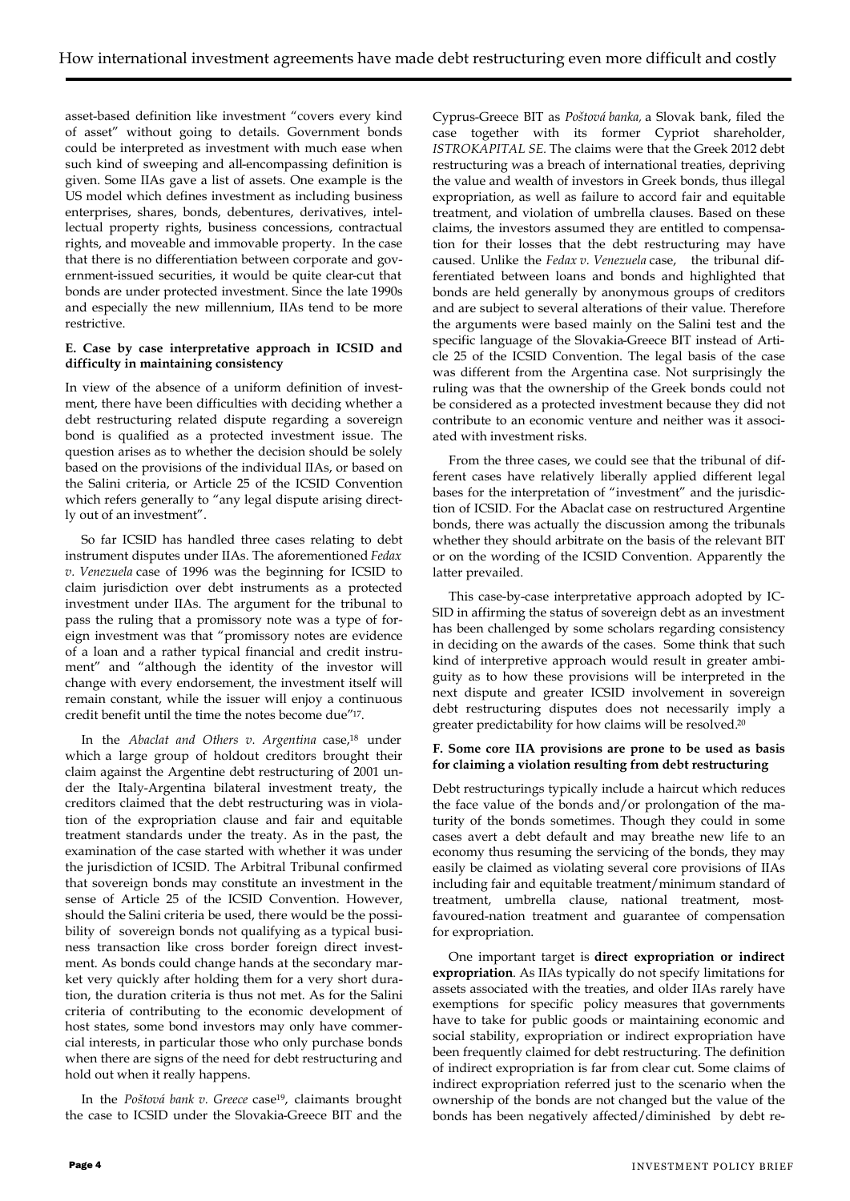asset-based definition like investment "covers every kind of asset" without going to details. Government bonds could be interpreted as investment with much ease when such kind of sweeping and all-encompassing definition is given. Some IIAs gave a list of assets. One example is the US model which defines investment as including business enterprises, shares, bonds, debentures, derivatives, intellectual property rights, business concessions, contractual rights, and moveable and immovable property. In the case that there is no differentiation between corporate and government-issued securities, it would be quite clear-cut that bonds are under protected investment. Since the late 1990s and especially the new millennium, IIAs tend to be more restrictive.

#### E. Case by case interpretative approach in ICSID and difficulty in maintaining consistency

In view of the absence of a uniform definition of investment, there have been difficulties with deciding whether a debt restructuring related dispute regarding a sovereign bond is qualified as a protected investment issue. The question arises as to whether the decision should be solely based on the provisions of the individual IIAs, or based on the Salini criteria, or Article 25 of the ICSID Convention which refers generally to "any legal dispute arising directly out of an investment".

So far ICSID has handled three cases relating to debt instrument disputes under IIAs. The aforementioned *Fedax v. Venezuela* case of 1996 was the beginning for ICSID to claim jurisdiction over debt instruments as a protected investment under IIAs. The argument for the tribunal to pass the ruling that a promissory note was a type of foreign investment was that "promissory notes are evidence of a loan and a rather typical financial and credit instrument" and "although the identity of the investor will change with every endorsement, the investment itself will remain constant, while the issuer will enjoy a continuous credit benefit until the time the notes become due"[17].

In the *Abaclat and Others v. Argentina* case,[18] under which a large group of holdout creditors brought their claim against the Argentine debt restructuring of 2001 under the Italy-Argentina bilateral investment treaty, the creditors claimed that the debt restructuring was in violation of the expropriation clause and fair and equitable treatment standards under the treaty. As in the past, the examination of the case started with whether it was under the jurisdiction of ICSID. The Arbitral Tribunal confirmed that sovereign bonds may constitute an investment in the sense of Article 25 of the ICSID Convention. However, should the Salini criteria be used, there would be the possibility of sovereign bonds not qualifying as a typical business transaction like cross border foreign direct investment. As bonds could change hands at the secondary market very quickly after holding them for a very short duration, the duration criteria is thus not met. As for the Salini criteria of contributing to the economic development of host states, some bond investors may only have commercial interests, in particular those who only purchase bonds when there are signs of the need for debt restructuring and hold out when it really happens.

In the *Poštová bank v. Greece* case[19], claimants brought the case to ICSID under the Slovakia-Greece BIT and the Cyprus-Greece BIT as *Poštová banka,* a Slovak bank, filed the case together with its former Cypriot shareholder, *ISTROKAPITAL SE.* The claims were that the Greek 2012 debt restructuring was a breach of international treaties, depriving the value and wealth of investors in Greek bonds, thus illegal expropriation, as well as failure to accord fair and equitable treatment, and violation of umbrella clauses. Based on these claims, the investors assumed they are entitled to compensation for their losses that the debt restructuring may have caused. Unlike the *Fedax v. Venezuela* case, the tribunal differentiated between loans and bonds and highlighted that bonds are held generally by anonymous groups of creditors and are subject to several alterations of their value. Therefore the arguments were based mainly on the Salini test and the specific language of the Slovakia-Greece BIT instead of Article 25 of the ICSID Convention. The legal basis of the case was different from the Argentina case. Not surprisingly the ruling was that the ownership of the Greek bonds could not be considered as a protected investment because they did not contribute to an economic venture and neither was it associated with investment risks.

From the three cases, we could see that the tribunal of different cases have relatively liberally applied different legal bases for the interpretation of "investment" and the jurisdiction of ICSID. For the Abaclat case on restructured Argentine bonds, there was actually the discussion among the tribunals whether they should arbitrate on the basis of the relevant BIT or on the wording of the ICSID Convention. Apparently the latter prevailed.

This case-by-case interpretative approach adopted by ICSID in affirming the status of sovereign debt as an investment has been challenged by some scholars regarding consistency in deciding on the awards of the cases. Some think that such kind of interpretive approach would result in greater ambiguity as to how these provisions will be interpreted in the next dispute and greater ICSID involvement in sovereign debt restructuring disputes does not necessarily imply a greater predictability for how claims will be resolved.[20]

#### F. Some core IIA provisions are prone to be used as basis for claiming a violation resulting from debt restructuring

Debt restructurings typically include a haircut which reduces the face value of the bonds and/or prolongation of the maturity of the bonds sometimes. Though they could in some cases avert a debt default and may breathe new life to an economy thus resuming the servicing of the bonds, they may easily be claimed as violating several core provisions of IIAs including fair and equitable treatment/minimum standard of treatment, umbrella clause, national treatment, most-favoured-nation treatment and guarantee of compensation for expropriation.

One important target is **direct expropriation or indirect expropriation**. As IIAs typically do not specify limitations for assets associated with the treaties, and older IIAs rarely have exemptions for specific policy measures that governments have to take for public goods or maintaining economic and social stability, expropriation or indirect expropriation have been frequently claimed for debt restructuring. The definition of indirect expropriation is far from clear cut. Some claims of indirect expropriation referred just to the scenario when the ownership of the bonds are not changed but the value of the bonds has been negatively affected/diminished by debt re-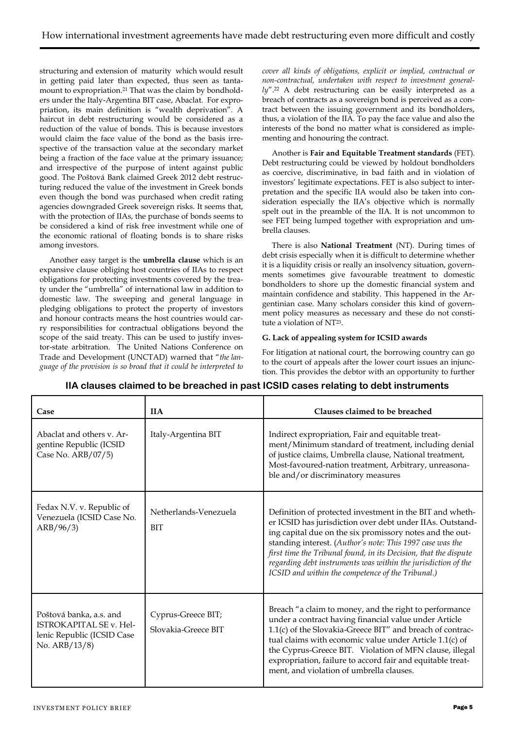structuring and extension of maturity which would result in getting paid later than expected, thus seen as tantamount to expropriation.[21] That was the claim by bondholders under the Italy-Argentina BIT case, Abaclat. For expropriation, its main definition is "wealth deprivation". A haircut in debt restructuring would be considered as a reduction of the value of bonds. This is because investors would claim the face value of the bond as the basis irrespective of the transaction value at the secondary market being a fraction of the face value at the primary issuance; and irrespective of the purpose of intent against public good. The Poštová Bank claimed Greek 2012 debt restructuring reduced the value of the investment in Greek bonds even though the bond was purchased when credit rating agencies downgraded Greek sovereign risks. It seems that, with the protection of IIAs, the purchase of bonds seems to be considered a kind of risk free investment while one of the economic rational of floating bonds is to share risks among investors.

Another easy target is the **umbrella clause** which is an expansive clause obliging host countries of IIAs to respect obligations for protecting investments covered by the treaty under the "umbrella" of international law in addition to domestic law. The sweeping and general language in pledging obligations to protect the property of investors and honour contracts means the host countries would carry responsibilities for contractual obligations beyond the scope of the said treaty. This can be used to justify investor-state arbitration. The United Nations Conference on Trade and Development (UNCTAD) warned that "*the language of the provision is so broad that it could be interpreted to cover all kinds of obligations, explicit or implied, contractual or non-contractual, undertaken with respect to investment generally*".[22] A debt restructuring can be easily interpreted as a breach of contracts as a sovereign bond is perceived as a contract between the issuing government and its bondholders, thus, a violation of the IIA. To pay the face value and also the interests of the bond no matter what is considered as implementing and honouring the contract.

Another is **Fair and Equitable Treatment standards** (FET). Debt restructuring could be viewed by holdout bondholders as coercive, discriminative, in bad faith and in violation of investors' legitimate expectations. FET is also subject to interpretation and the specific IIA would also be taken into consideration especially the IIA's objective which is normally spelt out in the preamble of the IIA. It is not uncommon to see FET being lumped together with expropriation and umbrella clauses.

There is also **National Treatment** (NT). During times of debt crisis especially when it is difficult to determine whether it is a liquidity crisis or really an insolvency situation, governments sometimes give favourable treatment to domestic bondholders to shore up the domestic financial system and maintain confidence and stability. This happened in the Argentinian case. Many scholars consider this kind of government policy measures as necessary and these do not constitute a violation of NT[23].

#### G. Lack of appealing system for ICSID awards

For litigation at national court, the borrowing country can go to the court of appeals after the lower court issues an injunction. This provides the debtor with an opportunity to further

### IIA clauses claimed to be breached in past ICSID cases relating to debt instruments

| Case | IIA | Clauses claimed to be breached |
|---|---|---|
| Abaclat and others v. Argentine Republic (ICSID Case No. ARB/07/5) | Italy-Argentina BIT | Indirect expropriation, Fair and equitable treatment/Minimum standard of treatment, including denial of justice claims, Umbrella clause, National treatment, Most-favoured-nation treatment, Arbitrary, unreasonable and/or discriminatory measures |
| Fedax N.V. v. Republic of Venezuela (ICSID Case No. ARB/96/3) | Netherlands-Venezuela BIT | Definition of protected investment in the BIT and whether ICSID has jurisdiction over debt under IIAs. Outstanding capital due on the six promissory notes and the outstanding interest. (*Author's note: This 1997 case was the first time the Tribunal found, in its Decision, that the dispute regarding debt instruments was within the jurisdiction of the ICSID and within the competence of the Tribunal.)* |
| Poštová banka, a.s. and ISTROKAPITAL SE v. Hellenic Republic (ICSID Case No. ARB/13/8) | Cyprus-Greece BIT; Slovakia-Greece BIT | Breach "a claim to money, and the right to performance under a contract having financial value under Article 1.1(c) of the Slovakia-Greece BIT" and breach of contractual claims with economic value under Article 1.1(c) of the Cyprus-Greece BIT. Violation of MFN clause, illegal expropriation, failure to accord fair and equitable treatment, and violation of umbrella clauses. |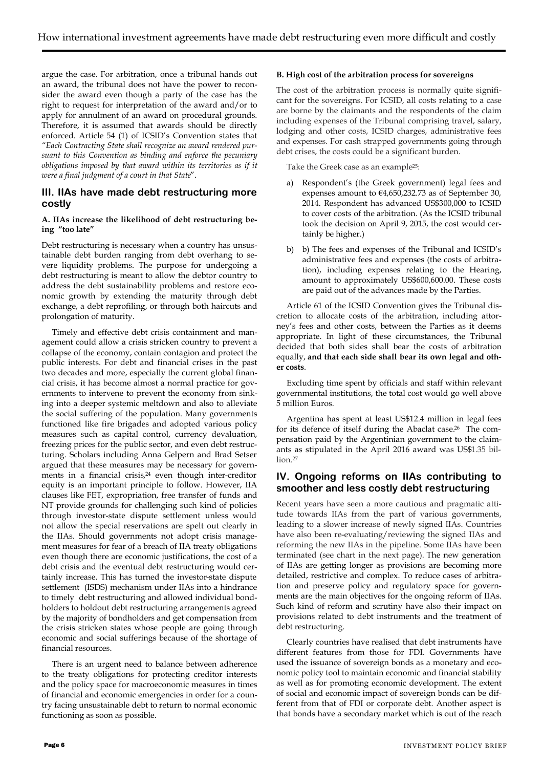argue the case. For arbitration, once a tribunal hands out an award, the tribunal does not have the power to reconsider the award even though a party of the case has the right to request for interpretation of the award and/or to apply for annulment of an award on procedural grounds. Therefore, it is assumed that awards should be directly enforced. Article 54 (1) of ICSID's Convention states that *"Each Contracting State shall recognize an award rendered pursuant to this Convention as binding and enforce the pecuniary obligations imposed by that award within its territories as if it were a final judgment of a court in that State*".

## III. IIAs have made debt restructuring more costly

### A. IIAs increase the likelihood of debt restructuring being "too late"

Debt restructuring is necessary when a country has unsustainable debt burden ranging from debt overhang to severe liquidity problems. The purpose for undergoing a debt restructuring is meant to allow the debtor country to address the debt sustainability problems and restore economic growth by extending the maturity through debt exchange, a debt reprofiling, or through both haircuts and prolongation of maturity.

Timely and effective debt crisis containment and management could allow a crisis stricken country to prevent a collapse of the economy, contain contagion and protect the public interests. For debt and financial crises in the past two decades and more, especially the current global financial crisis, it has become almost a normal practice for governments to intervene to prevent the economy from sinking into a deeper systemic meltdown and also to alleviate the social suffering of the population. Many governments functioned like fire brigades and adopted various policy measures such as capital control, currency devaluation, freezing prices for the public sector, and even debt restructuring. Scholars including Anna Gelpern and Brad Setser argued that these measures may be necessary for governments in a financial crisis,[24] even though inter-creditor equity is an important principle to follow. However, IIA clauses like FET, expropriation, free transfer of funds and NT provide grounds for challenging such kind of policies through investor-state dispute settlement unless would not allow the special reservations are spelt out clearly in the IIAs. Should governments not adopt crisis management measures for fear of a breach of IIA treaty obligations even though there are economic justifications, the cost of a debt crisis and the eventual debt restructuring would certainly increase. This has turned the investor-state dispute settlement (ISDS) mechanism under IIAs into a hindrance to timely debt restructuring and allowed individual bondholders to holdout debt restructuring arrangements agreed by the majority of bondholders and get compensation from the crisis stricken states whose people are going through economic and social sufferings because of the shortage of financial resources.

There is an urgent need to balance between adherence to the treaty obligations for protecting creditor interests and the policy space for macroeconomic measures in times of financial and economic emergencies in order for a country facing unsustainable debt to return to normal economic functioning as soon as possible.

### B. High cost of the arbitration process for sovereigns

The cost of the arbitration process is normally quite significant for the sovereigns. For ICSID, all costs relating to a case are borne by the claimants and the respondents of the claim including expenses of the Tribunal comprising travel, salary, lodging and other costs, ICSID charges, administrative fees and expenses. For cash strapped governments going through debt crises, the costs could be a significant burden.

Take the Greek case as an example[25]:

a) Respondent's (the Greek government) legal fees and expenses amount to €4,650,232.73 as of September 30, 2014. Respondent has advanced US$300,000 to ICSID to cover costs of the arbitration. (As the ICSID tribunal took the decision on April 9, 2015, the cost would certainly be higher.)

b) b) The fees and expenses of the Tribunal and ICSID's administrative fees and expenses (the costs of arbitration), including expenses relating to the Hearing, amount to approximately US$600,600.00. These costs are paid out of the advances made by the Parties.

Article 61 of the ICSID Convention gives the Tribunal discretion to allocate costs of the arbitration, including attorney's fees and other costs, between the Parties as it deems appropriate. In light of these circumstances, the Tribunal decided that both sides shall bear the costs of arbitration equally, **and that each side shall bear its own legal and other costs**.

Excluding time spent by officials and staff within relevant governmental institutions, the total cost would go well above 5 million Euros.

Argentina has spent at least US$12.4 million in legal fees for its defence of itself during the Abaclat case.[26] The compensation paid by the Argentinian government to the claimants as stipulated in the April 2016 award was US$1.35 billion.[27]

## IV. Ongoing reforms on IIAs contributing to smoother and less costly debt restructuring

Recent years have seen a more cautious and pragmatic attitude towards IIAs from the part of various governments, leading to a slower increase of newly signed IIAs. Countries have also been re-evaluating/reviewing the signed IIAs and reforming the new IIAs in the pipeline. Some IIAs have been terminated (see chart in the next page). The new generation of IIAs are getting longer as provisions are becoming more detailed, restrictive and complex. To reduce cases of arbitration and preserve policy and regulatory space for governments are the main objectives for the ongoing reform of IIAs. Such kind of reform and scrutiny have also their impact on provisions related to debt instruments and the treatment of debt restructuring.

Clearly countries have realised that debt instruments have different features from those for FDI. Governments have used the issuance of sovereign bonds as a monetary and economic policy tool to maintain economic and financial stability as well as for promoting economic development. The extent of social and economic impact of sovereign bonds can be different from that of FDI or corporate debt. Another aspect is that bonds have a secondary market which is out of the reach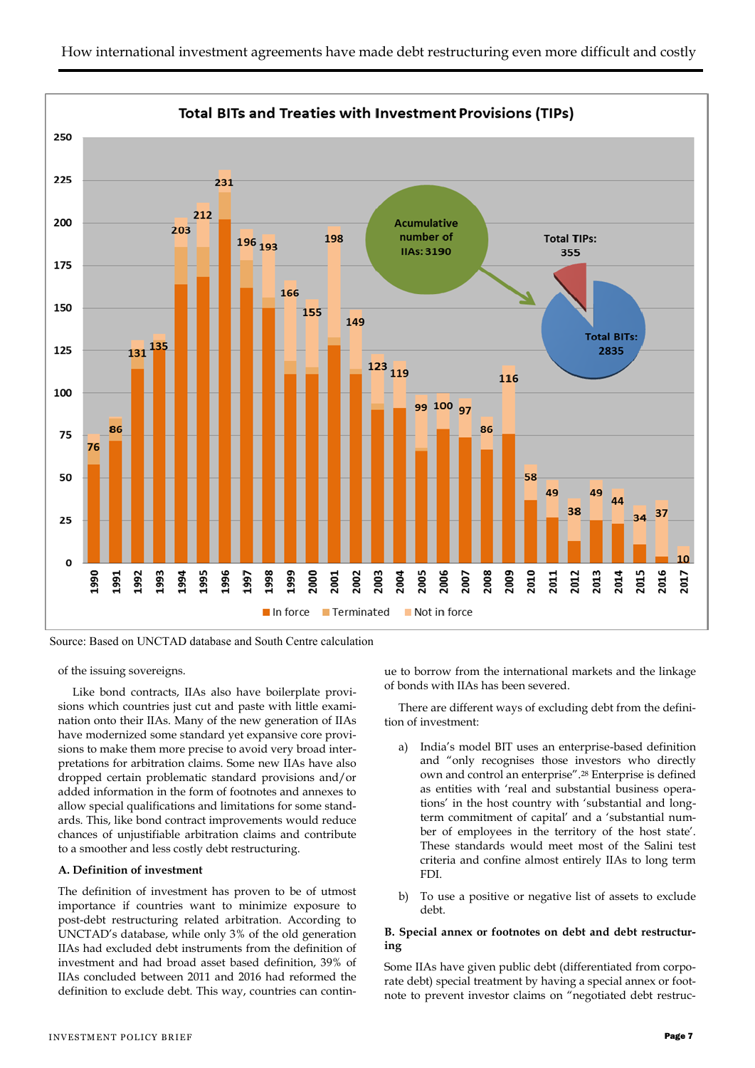**Total BITs and Treaties with Investment Provisions (TIPs)**

| Year | Total |
|---|---|
| 1990 | 76 |
| 1991 | 86 |
| 1992 | 131 |
| 1993 | 135 |
| 1994 | 203 |
| 1995 | 212 |
| 1996 | 231 |
| 1997 | 196 |
| 1998 | 193 |
| 1999 | 166 |
| 2000 | 155 |
| 2001 | 198 |
| 2002 | 149 |
| 2003 | 123 |
| 2004 | 119 |
| 2005 | 99 |
| 2006 | 100 |
| 2007 | 97 |
| 2008 | 86 |
| 2009 | 116 |
| 2010 | 58 |
| 2011 | 49 |
| 2012 | 38 |
| 2013 | 49 |
| 2014 | 44 |
| 2015 | 34 |
| 2016 | 37 |
| 2017 | 10 |

Legend: In force, Terminated, Not in force

Acumulative number of IIAs: 3190 — Total TIPs: 355; Total BITs: 2835

Source: Based on UNCTAD database and South Centre calculation

of the issuing sovereigns.

Like bond contracts, IIAs also have boilerplate provisions which countries just cut and paste with little examination onto their IIAs. Many of the new generation of IIAs have modernized some standard yet expansive core provisions to make them more precise to avoid very broad interpretations for arbitration claims. Some new IIAs have also dropped certain problematic standard provisions and/or added information in the form of footnotes and annexes to allow special qualifications and limitations for some standards. This, like bond contract improvements would reduce chances of unjustifiable arbitration claims and contribute to a smoother and less costly debt restructuring.

**A. Definition of investment**

The definition of investment has proven to be of utmost importance if countries want to minimize exposure to post-debt restructuring related arbitration. According to UNCTAD's database, while only 3% of the old generation IIAs had excluded debt instruments from the definition of investment and had broad asset based definition, 39% of IIAs concluded between 2011 and 2016 had reformed the definition to exclude debt. This way, countries can continue to borrow from the international markets and the linkage of bonds with IIAs has been severed.

There are different ways of excluding debt from the definition of investment:

a) India's model BIT uses an enterprise-based definition and "only recognises those investors who directly own and control an enterprise".[28] Enterprise is defined as entities with 'real and substantial business operations' in the host country with 'substantial and long-term commitment of capital' and a 'substantial number of employees in the territory of the host state'. These standards would meet most of the Salini test criteria and confine almost entirely IIAs to long term FDI.

b) To use a positive or negative list of assets to exclude debt.

**B. Special annex or footnotes on debt and debt restructuring**

Some IIAs have given public debt (differentiated from corporate debt) special treatment by having a special annex or footnote to prevent investor claims on "negotiated debt restruc-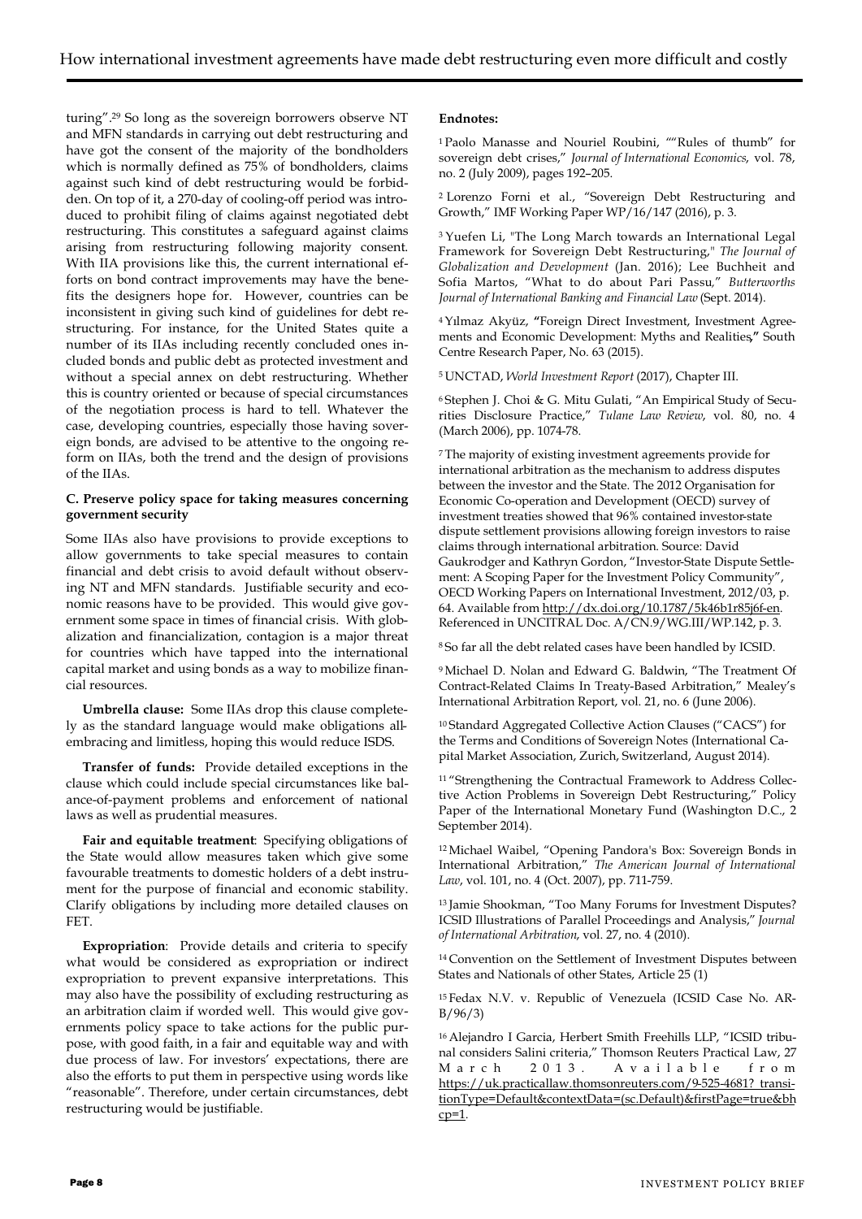turing”.[29] So long as the sovereign borrowers observe NT and MFN standards in carrying out debt restructuring and have got the consent of the majority of the bondholders which is normally defined as 75% of bondholders, claims against such kind of debt restructuring would be forbidden. On top of it, a 270-day of cooling-off period was introduced to prohibit filing of claims against negotiated debt restructuring. This constitutes a safeguard against claims arising from restructuring following majority consent. With IIA provisions like this, the current international efforts on bond contract improvements may have the benefits the designers hope for. However, countries can be inconsistent in giving such kind of guidelines for debt restructuring. For instance, for the United States quite a number of its IIAs including recently concluded ones included bonds and public debt as protected investment and without a special annex on debt restructuring. Whether this is country oriented or because of special circumstances of the negotiation process is hard to tell. Whatever the case, developing countries, especially those having sovereign bonds, are advised to be attentive to the ongoing reform on IIAs, both the trend and the design of provisions of the IIAs.

#### C. Preserve policy space for taking measures concerning government security

Some IIAs also have provisions to provide exceptions to allow governments to take special measures to contain financial and debt crisis to avoid default without observing NT and MFN standards. Justifiable security and economic reasons have to be provided. This would give government some space in times of financial crisis. With globalization and financialization, contagion is a major threat for countries which have tapped into the international capital market and using bonds as a way to mobilize financial resources.

**Umbrella clause:** Some IIAs drop this clause completely as the standard language would make obligations all-embracing and limitless, hoping this would reduce ISDS.

**Transfer of funds:** Provide detailed exceptions in the clause which could include special circumstances like balance-of-payment problems and enforcement of national laws as well as prudential measures.

**Fair and equitable treatment**: Specifying obligations of the State would allow measures taken which give some favourable treatments to domestic holders of a debt instrument for the purpose of financial and economic stability. Clarify obligations by including more detailed clauses on FET.

**Expropriation**: Provide details and criteria to specify what would be considered as expropriation or indirect expropriation to prevent expansive interpretations. This may also have the possibility of excluding restructuring as an arbitration claim if worded well. This would give governments policy space to take actions for the public purpose, with good faith, in a fair and equitable way and with due process of law. For investors' expectations, there are also the efforts to put them in perspective using words like “reasonable”. Therefore, under certain circumstances, debt restructuring would be justifiable.

#### Endnotes:

[1] Paolo Manasse and Nouriel Roubini, ““Rules of thumb” for sovereign debt crises,” *Journal of International Economics*, vol. 78, no. 2 (July 2009), pages 192–205.

[2] Lorenzo Forni et al., “Sovereign Debt Restructuring and Growth,” IMF Working Paper WP/16/147 (2016), p. 3.

[3] Yuefen Li, "The Long March towards an International Legal Framework for Sovereign Debt Restructuring," *The Journal of Globalization and Development* (Jan. 2016); Lee Buchheit and Sofia Martos, “What to do about Pari Passu,” *Butterworths Journal of International Banking and Financial Law* (Sept. 2014).

[4] Yılmaz Akyüz, **“**Foreign Direct Investment, Investment Agreements and Economic Development: Myths and Realities**,”** South Centre Research Paper, No. 63 (2015).

[5] UNCTAD, *World Investment Report* (2017), Chapter III.

[6] Stephen J. Choi & G. Mitu Gulati, “An Empirical Study of Securities Disclosure Practice,” *Tulane Law Review*, vol. 80, no. 4 (March 2006), pp. 1074-78.

[7] The majority of existing investment agreements provide for international arbitration as the mechanism to address disputes between the investor and the State. The 2012 Organisation for Economic Co-operation and Development (OECD) survey of investment treaties showed that 96% contained investor-state dispute settlement provisions allowing foreign investors to raise claims through international arbitration. Source: David Gaukrodger and Kathryn Gordon, “Investor-State Dispute Settlement: A Scoping Paper for the Investment Policy Community”, OECD Working Papers on International Investment, 2012/03, p. 64. Available from http://dx.doi.org/10.1787/5k46b1r85j6f-en. Referenced in UNCITRAL Doc. A/CN.9/WG.III/WP.142, p. 3.

[8] So far all the debt related cases have been handled by ICSID.

[9] Michael D. Nolan and Edward G. Baldwin, “The Treatment Of Contract-Related Claims In Treaty-Based Arbitration,” Mealey's International Arbitration Report, vol. 21, no. 6 (June 2006).

[10] Standard Aggregated Collective Action Clauses (“CACS”) for the Terms and Conditions of Sovereign Notes (International Capital Market Association, Zurich, Switzerland, August 2014).

[11] “Strengthening the Contractual Framework to Address Collective Action Problems in Sovereign Debt Restructuring,” Policy Paper of the International Monetary Fund (Washington D.C., 2 September 2014).

[12] Michael Waibel, “Opening Pandora's Box: Sovereign Bonds in International Arbitration,” *The American Journal of International Law*, vol. 101, no. 4 (Oct. 2007), pp. 711-759.

[13] Jamie Shookman, “Too Many Forums for Investment Disputes? ICSID Illustrations of Parallel Proceedings and Analysis,” *Journal of International Arbitration*, vol. 27, no. 4 (2010).

[14] Convention on the Settlement of Investment Disputes between States and Nationals of other States, Article 25 (1)

[15] Fedax N.V. v. Republic of Venezuela (ICSID Case No. ARB/96/3)

[16] Alejandro I Garcia, Herbert Smith Freehills LLP, “ICSID tribunal considers Salini criteria,” Thomson Reuters Practical Law, 27 March 2013. Available from https://uk.practicallaw.thomsonreuters.com/9-525-4681?transitionType=Default&contextData=(sc.Default)&firstPage=true&bhcp=1.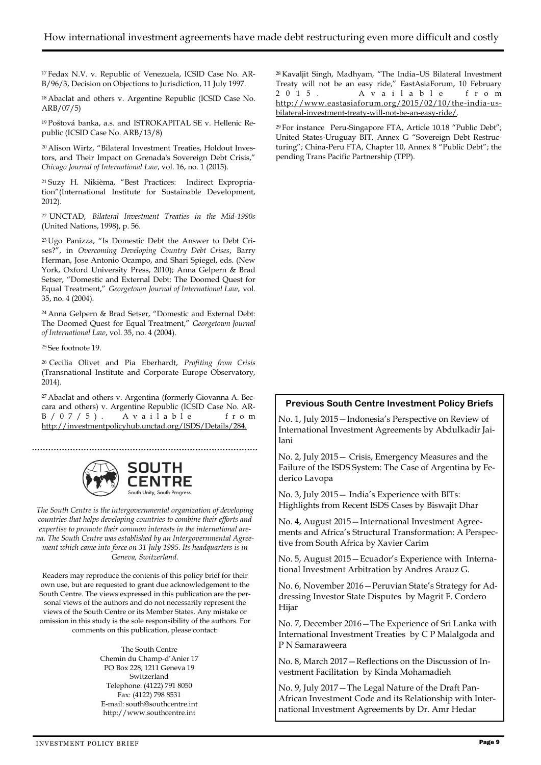[17] Fedax N.V. v. Republic of Venezuela, ICSID Case No. ARB/96/3, Decision on Objections to Jurisdiction, 11 July 1997.

[18] Abaclat and others v. Argentine Republic (ICSID Case No. ARB/07/5)

[19] Poštová banka, a.s. and ISTROKAPITAL SE v. Hellenic Republic (ICSID Case No. ARB/13/8)

[20] Alison Wirtz, "Bilateral Investment Treaties, Holdout Investors, and Their Impact on Grenada's Sovereign Debt Crisis," *Chicago Journal of International Law*, vol. 16, no. 1 (2015).

[21] Suzy H. Nikièma, "Best Practices: Indirect Expropriation"(International Institute for Sustainable Development, 2012).

[22] UNCTAD, *Bilateral Investment Treaties in the Mid-1990s* (United Nations, 1998), p. 56.

[23] Ugo Panizza, "Is Domestic Debt the Answer to Debt Crises?", in *Overcoming Developing Country Debt Crises*, Barry Herman, Jose Antonio Ocampo, and Shari Spiegel, eds. (New York, Oxford University Press, 2010); Anna Gelpern & Brad Setser, "Domestic and External Debt: The Doomed Quest for Equal Treatment," *Georgetown Journal of International Law*, vol. 35, no. 4 (2004).

[24] Anna Gelpern & Brad Setser, "Domestic and External Debt: The Doomed Quest for Equal Treatment," *Georgetown Journal of International Law*, vol. 35, no. 4 (2004).

[25] See footnote 19.

[26] Cecilia Olivet and Pia Eberhardt, *Profiting from Crisis* (Transnational Institute and Corporate Europe Observatory, 2014).

[27] Abaclat and others v. Argentina (formerly Giovanna A. Beccara and others) v. Argentine Republic (ICSID Case No. ARB/07/5). Available from http://investmentpolicyhub.unctad.org/ISDS/Details/284.

[28] Kavaljit Singh, Madhyam, "The India–US Bilateral Investment Treaty will not be an easy ride," EastAsiaForum, 10 February 2015. Available from http://www.eastasiaforum.org/2015/02/10/the-india-us-bilateral-investment-treaty-will-not-be-an-easy-ride/.

[29] For instance Peru-Singapore FTA, Article 10.18 "Public Debt"; United States-Uruguay BIT, Annex G "Sovereign Debt Restructuring"; China-Peru FTA, Chapter 10, Annex 8 "Public Debt"; the pending Trans Pacific Partnership (TPP).

**SOUTH CENTRE**
South Unity, South Progress.

*The South Centre is the intergovernmental organization of developing countries that helps developing countries to combine their efforts and expertise to promote their common interests in the international arena. The South Centre was established by an Intergovernmental Agreement which came into force on 31 July 1995. Its headquarters is in Geneva, Switzerland.*

Readers may reproduce the contents of this policy brief for their own use, but are requested to grant due acknowledgement to the South Centre. The views expressed in this publication are the personal views of the authors and do not necessarily represent the views of the South Centre or its Member States. Any mistake or omission in this study is the sole responsibility of the authors. For comments on this publication, please contact:

The South Centre
Chemin du Champ-d'Anier 17
PO Box 228, 1211 Geneva 19
Switzerland
Telephone: (4122) 791 8050
Fax: (4122) 798 8531
E-mail: south@southcentre.int
http://www.southcentre.int

### Previous South Centre Investment Policy Briefs

No. 1, July 2015—Indonesia's Perspective on Review of International Investment Agreements by Abdulkadir Jailani

No. 2, July 2015— Crisis, Emergency Measures and the Failure of the ISDS System: The Case of Argentina by Federico Lavopa

No. 3, July 2015— India's Experience with BITs: Highlights from Recent ISDS Cases by Biswajit Dhar

No. 4, August 2015—International Investment Agreements and Africa's Structural Transformation: A Perspective from South Africa by Xavier Carim

No. 5, August 2015—Ecuador's Experience with International Investment Arbitration by Andres Arauz G.

No. 6, November 2016—Peruvian State's Strategy for Addressing Investor State Disputes by Magrit F. Cordero Hijar

No. 7, December 2016—The Experience of Sri Lanka with International Investment Treaties by C P Malalgoda and P N Samaraweera

No. 8, March 2017—Reflections on the Discussion of Investment Facilitation by Kinda Mohamadieh

No. 9, July 2017—The Legal Nature of the Draft Pan-African Investment Code and its Relationship with International Investment Agreements by Dr. Amr Hedar